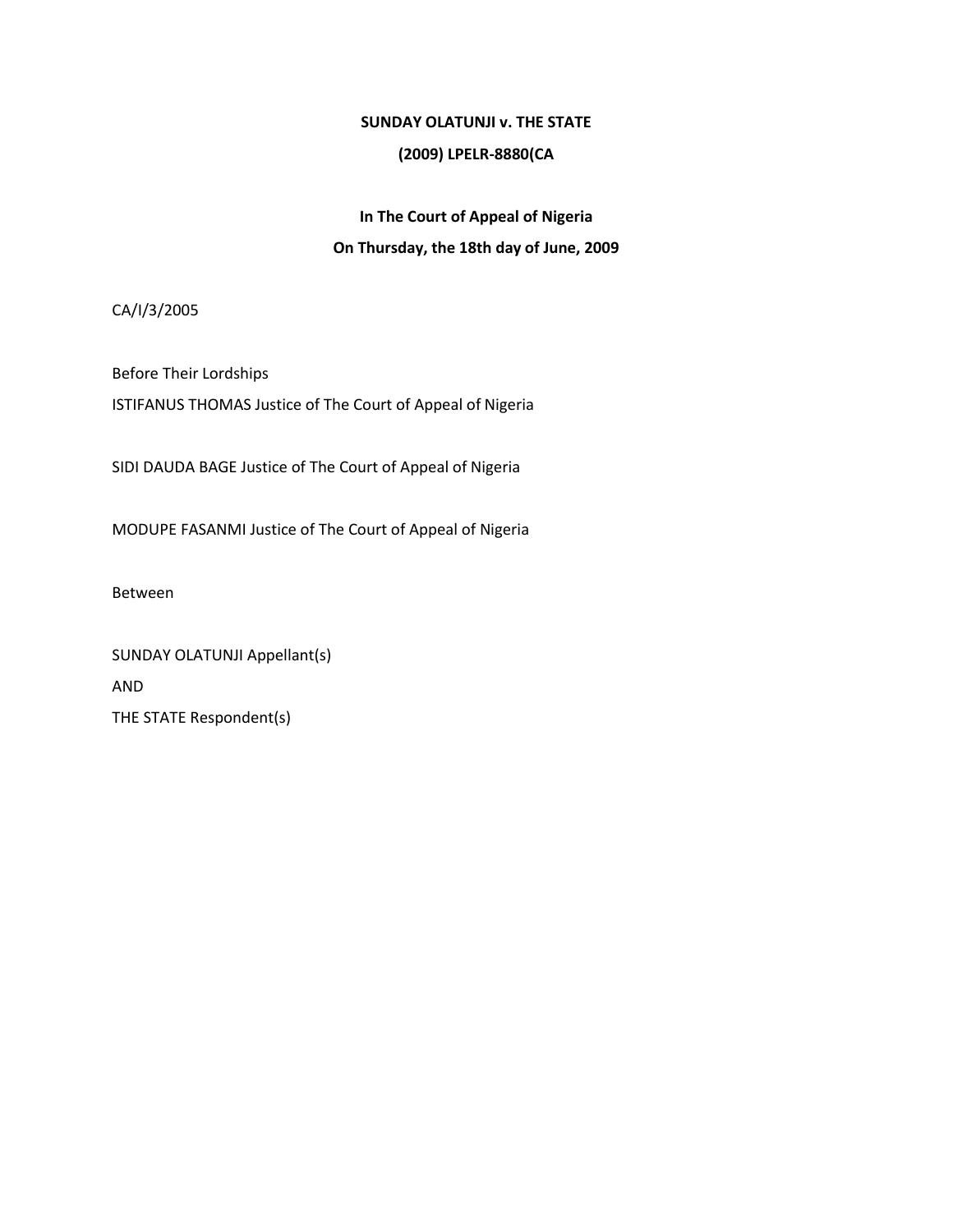**SUNDAY OLATUNJI v. THE STATE**

**(2009) LPELR-8880(CA**

**In The Court of Appeal of Nigeria**

**On Thursday, the 18th day of June, 2009**

CA/I/3/2005

Before Their Lordships

ISTIFANUS THOMAS Justice of The Court of Appeal of Nigeria

SIDI DAUDA BAGE Justice of The Court of Appeal of Nigeria

MODUPE FASANMI Justice of The Court of Appeal of Nigeria

Between

SUNDAY OLATUNJI Appellant(s)

AND

THE STATE Respondent(s)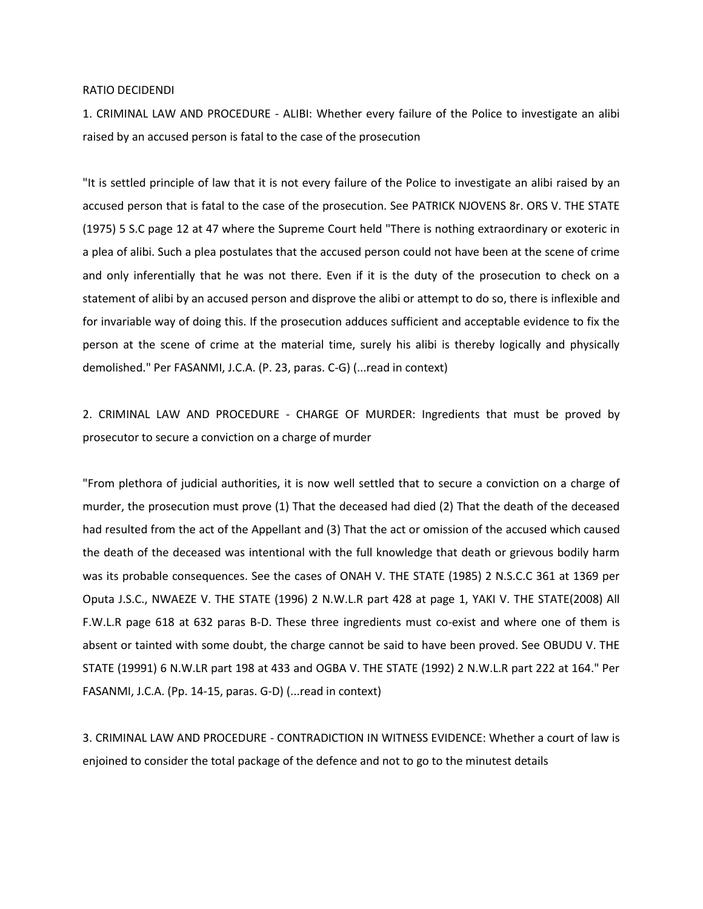RATIO DECIDENDI

1. CRIMINAL LAW AND PROCEDURE - ALIBI: Whether every failure of the Police to investigate an alibi raised by an accused person is fatal to the case of the prosecution

"It is settled principle of law that it is not every failure of the Police to investigate an alibi raised by an accused person that is fatal to the case of the prosecution. See PATRICK NJOVENS 8r. ORS V. THE STATE (1975) 5 S.C page 12 at 47 where the Supreme Court held "There is nothing extraordinary or exoteric in a plea of alibi. Such a plea postulates that the accused person could not have been at the scene of crime and only inferentially that he was not there. Even if it is the duty of the prosecution to check on a statement of alibi by an accused person and disprove the alibi or attempt to do so, there is inflexible and for invariable way of doing this. If the prosecution adduces sufficient and acceptable evidence to fix the person at the scene of crime at the material time, surely his alibi is thereby logically and physically demolished." Per FASANMI, J.C.A. (P. 23, paras. C-G) (...read in context)

2. CRIMINAL LAW AND PROCEDURE - CHARGE OF MURDER: Ingredients that must be proved by prosecutor to secure a conviction on a charge of murder

"From plethora of judicial authorities, it is now well settled that to secure a conviction on a charge of murder, the prosecution must prove (1) That the deceased had died (2) That the death of the deceased had resulted from the act of the Appellant and (3) That the act or omission of the accused which caused the death of the deceased was intentional with the full knowledge that death or grievous bodily harm was its probable consequences. See the cases of ONAH V. THE STATE (1985) 2 N.S.C.C 361 at 1369 per Oputa J.S.C., NWAEZE V. THE STATE (1996) 2 N.W.L.R part 428 at page 1, YAKI V. THE STATE(2008) All F.W.L.R page 618 at 632 paras B-D. These three ingredients must co-exist and where one of them is absent or tainted with some doubt, the charge cannot be said to have been proved. See OBUDU V. THE STATE (19991) 6 N.W.LR part 198 at 433 and OGBA V. THE STATE (1992) 2 N.W.L.R part 222 at 164." Per FASANMI, J.C.A. (Pp. 14-15, paras. G-D) (...read in context)

3. CRIMINAL LAW AND PROCEDURE - CONTRADICTION IN WITNESS EVIDENCE: Whether a court of law is enjoined to consider the total package of the defence and not to go to the minutest details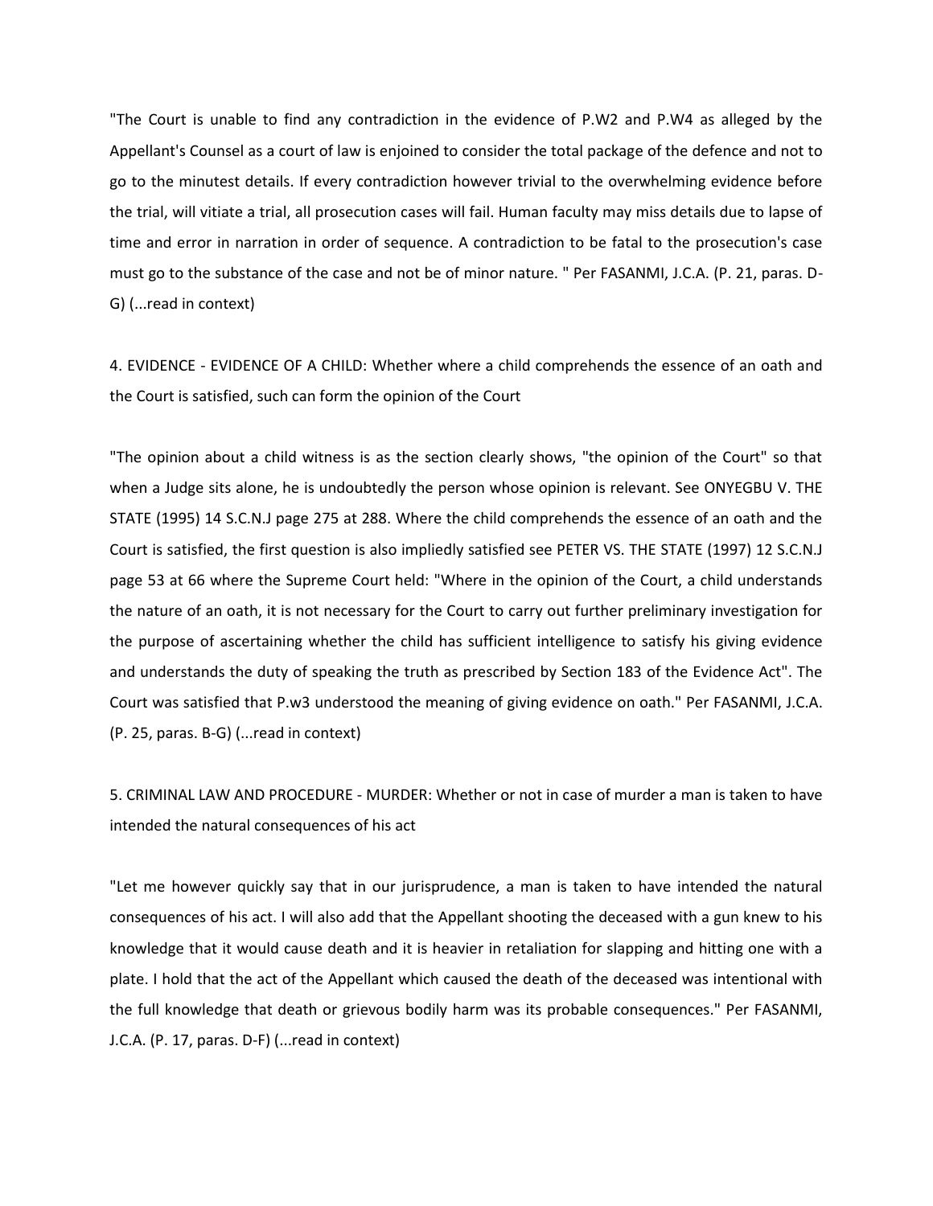"The Court is unable to find any contradiction in the evidence of P.W2 and P.W4 as alleged by the Appellant's Counsel as a court of law is enjoined to consider the total package of the defence and not to go to the minutest details. If every contradiction however trivial to the overwhelming evidence before the trial, will vitiate a trial, all prosecution cases will fail. Human faculty may miss details due to lapse of time and error in narration in order of sequence. A contradiction to be fatal to the prosecution's case must go to the substance of the case and not be of minor nature. " Per FASANMI, J.C.A. (P. 21, paras. D-G) (...read in context)

4. EVIDENCE - EVIDENCE OF A CHILD: Whether where a child comprehends the essence of an oath and the Court is satisfied, such can form the opinion of the Court

"The opinion about a child witness is as the section clearly shows, "the opinion of the Court" so that when a Judge sits alone, he is undoubtedly the person whose opinion is relevant. See ONYEGBU V. THE STATE (1995) 14 S.C.N.J page 275 at 288. Where the child comprehends the essence of an oath and the Court is satisfied, the first question is also impliedly satisfied see PETER VS. THE STATE (1997) 12 S.C.N.J page 53 at 66 where the Supreme Court held: "Where in the opinion of the Court, a child understands the nature of an oath, it is not necessary for the Court to carry out further preliminary investigation for the purpose of ascertaining whether the child has sufficient intelligence to satisfy his giving evidence and understands the duty of speaking the truth as prescribed by Section 183 of the Evidence Act". The Court was satisfied that P.w3 understood the meaning of giving evidence on oath." Per FASANMI, J.C.A. (P. 25, paras. B-G) (...read in context)

5. CRIMINAL LAW AND PROCEDURE - MURDER: Whether or not in case of murder a man is taken to have intended the natural consequences of his act

"Let me however quickly say that in our jurisprudence, a man is taken to have intended the natural consequences of his act. I will also add that the Appellant shooting the deceased with a gun knew to his knowledge that it would cause death and it is heavier in retaliation for slapping and hitting one with a plate. I hold that the act of the Appellant which caused the death of the deceased was intentional with the full knowledge that death or grievous bodily harm was its probable consequences." Per FASANMI, J.C.A. (P. 17, paras. D-F) (...read in context)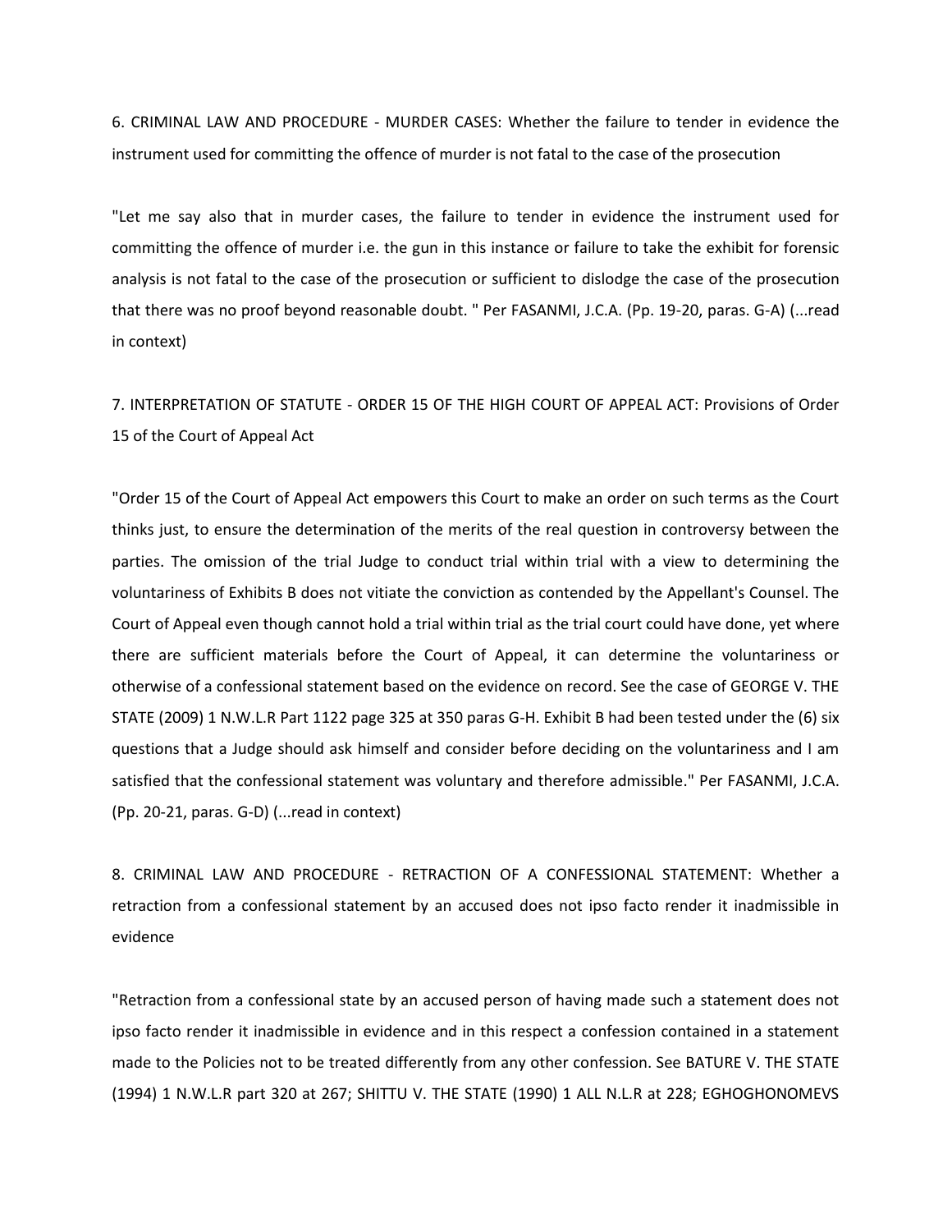6. CRIMINAL LAW AND PROCEDURE - MURDER CASES: Whether the failure to tender in evidence the instrument used for committing the offence of murder is not fatal to the case of the prosecution

"Let me say also that in murder cases, the failure to tender in evidence the instrument used for committing the offence of murder i.e. the gun in this instance or failure to take the exhibit for forensic analysis is not fatal to the case of the prosecution or sufficient to dislodge the case of the prosecution that there was no proof beyond reasonable doubt. " Per FASANMI, J.C.A. (Pp. 19-20, paras. G-A) (...read in context)

7. INTERPRETATION OF STATUTE - ORDER 15 OF THE HIGH COURT OF APPEAL ACT: Provisions of Order 15 of the Court of Appeal Act

"Order 15 of the Court of Appeal Act empowers this Court to make an order on such terms as the Court thinks just, to ensure the determination of the merits of the real question in controversy between the parties. The omission of the trial Judge to conduct trial within trial with a view to determining the voluntariness of Exhibits B does not vitiate the conviction as contended by the Appellant's Counsel. The Court of Appeal even though cannot hold a trial within trial as the trial court could have done, yet where there are sufficient materials before the Court of Appeal, it can determine the voluntariness or otherwise of a confessional statement based on the evidence on record. See the case of GEORGE V. THE STATE (2009) 1 N.W.L.R Part 1122 page 325 at 350 paras G-H. Exhibit B had been tested under the (6) six questions that a Judge should ask himself and consider before deciding on the voluntariness and I am satisfied that the confessional statement was voluntary and therefore admissible." Per FASANMI, J.C.A. (Pp. 20-21, paras. G-D) (...read in context)

8. CRIMINAL LAW AND PROCEDURE - RETRACTION OF A CONFESSIONAL STATEMENT: Whether a retraction from a confessional statement by an accused does not ipso facto render it inadmissible in evidence

"Retraction from a confessional state by an accused person of having made such a statement does not ipso facto render it inadmissible in evidence and in this respect a confession contained in a statement made to the Policies not to be treated differently from any other confession. See BATURE V. THE STATE (1994) 1 N.W.L.R part 320 at 267; SHITTU V. THE STATE (1990) 1 ALL N.L.R at 228; EGHOGHONOMEVS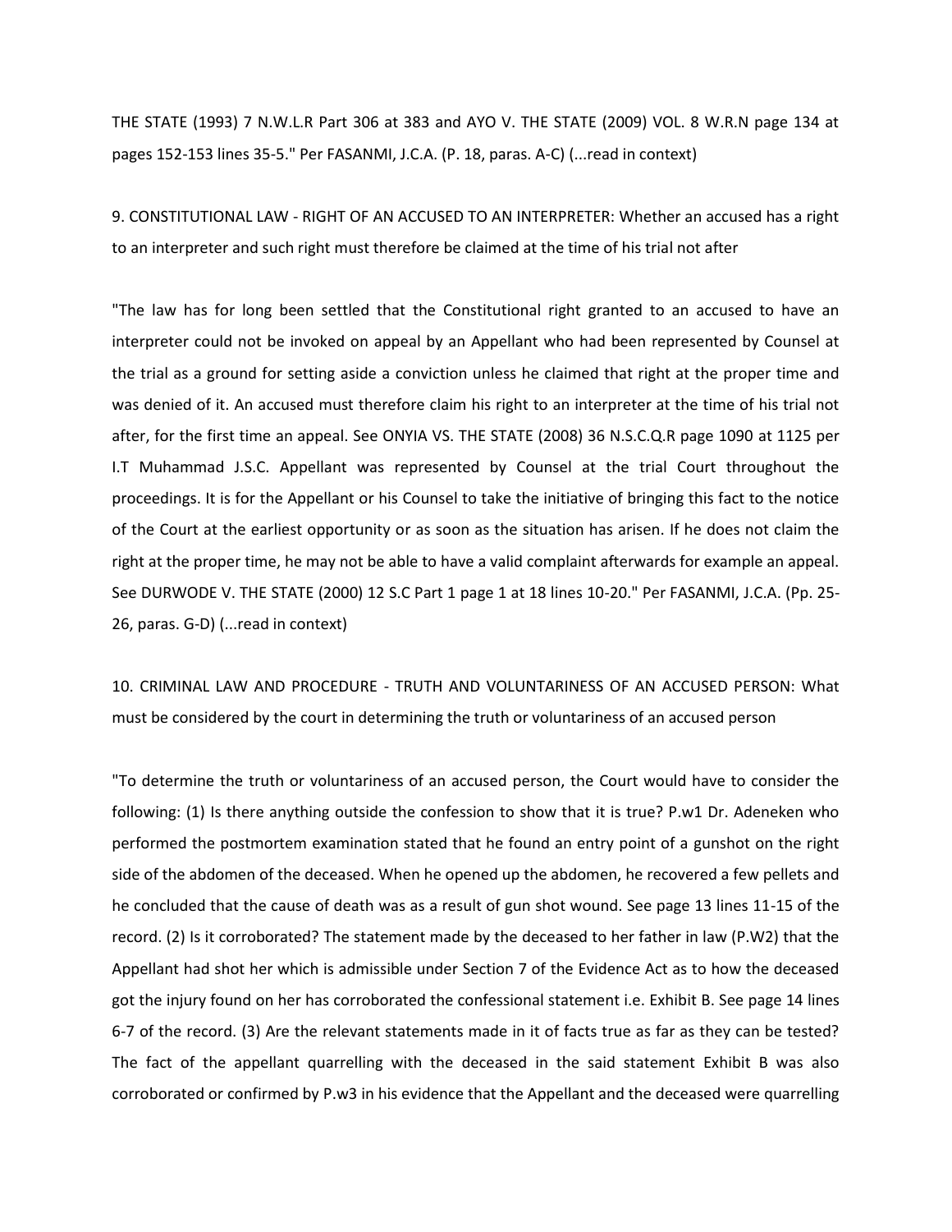THE STATE (1993) 7 N.W.L.R Part 306 at 383 and AYO V. THE STATE (2009) VOL. 8 W.R.N page 134 at pages 152-153 lines 35-5." Per FASANMI, J.C.A. (P. 18, paras. A-C) (...read in context)

9. CONSTITUTIONAL LAW - RIGHT OF AN ACCUSED TO AN INTERPRETER: Whether an accused has a right to an interpreter and such right must therefore be claimed at the time of his trial not after

"The law has for long been settled that the Constitutional right granted to an accused to have an interpreter could not be invoked on appeal by an Appellant who had been represented by Counsel at the trial as a ground for setting aside a conviction unless he claimed that right at the proper time and was denied of it. An accused must therefore claim his right to an interpreter at the time of his trial not after, for the first time an appeal. See ONYIA VS. THE STATE (2008) 36 N.S.C.Q.R page 1090 at 1125 per I.T Muhammad J.S.C. Appellant was represented by Counsel at the trial Court throughout the proceedings. It is for the Appellant or his Counsel to take the initiative of bringing this fact to the notice of the Court at the earliest opportunity or as soon as the situation has arisen. If he does not claim the right at the proper time, he may not be able to have a valid complaint afterwards for example an appeal. See DURWODE V. THE STATE (2000) 12 S.C Part 1 page 1 at 18 lines 10-20." Per FASANMI, J.C.A. (Pp. 25-26, paras. G-D) (...read in context)

10. CRIMINAL LAW AND PROCEDURE - TRUTH AND VOLUNTARINESS OF AN ACCUSED PERSON: What must be considered by the court in determining the truth or voluntariness of an accused person

"To determine the truth or voluntariness of an accused person, the Court would have to consider the following: (1) Is there anything outside the confession to show that it is true? P.w1 Dr. Adeneken who performed the postmortem examination stated that he found an entry point of a gunshot on the right side of the abdomen of the deceased. When he opened up the abdomen, he recovered a few pellets and he concluded that the cause of death was as a result of gun shot wound. See page 13 lines 11-15 of the record. (2) Is it corroborated? The statement made by the deceased to her father in law (P.W2) that the Appellant had shot her which is admissible under Section 7 of the Evidence Act as to how the deceased got the injury found on her has corroborated the confessional statement i.e. Exhibit B. See page 14 lines 6-7 of the record. (3) Are the relevant statements made in it of facts true as far as they can be tested? The fact of the appellant quarrelling with the deceased in the said statement Exhibit B was also corroborated or confirmed by P.w3 in his evidence that the Appellant and the deceased were quarrelling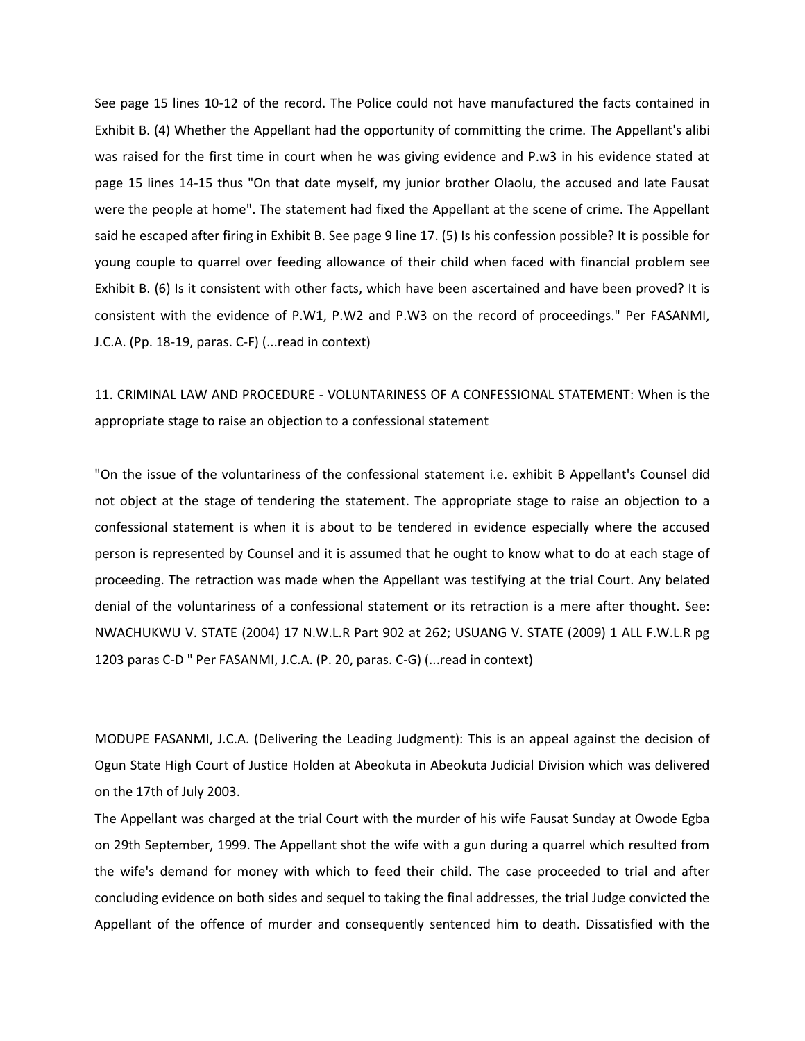See page 15 lines 10-12 of the record. The Police could not have manufactured the facts contained in Exhibit B. (4) Whether the Appellant had the opportunity of committing the crime. The Appellant's alibi was raised for the first time in court when he was giving evidence and P.w3 in his evidence stated at page 15 lines 14-15 thus "On that date myself, my junior brother Olaolu, the accused and late Fausat were the people at home". The statement had fixed the Appellant at the scene of crime. The Appellant said he escaped after firing in Exhibit B. See page 9 line 17. (5) Is his confession possible? It is possible for young couple to quarrel over feeding allowance of their child when faced with financial problem see Exhibit B. (6) Is it consistent with other facts, which have been ascertained and have been proved? It is consistent with the evidence of P.W1, P.W2 and P.W3 on the record of proceedings." Per FASANMI, J.C.A. (Pp. 18-19, paras. C-F) (...read in context)

11. CRIMINAL LAW AND PROCEDURE - VOLUNTARINESS OF A CONFESSIONAL STATEMENT: When is the appropriate stage to raise an objection to a confessional statement

"On the issue of the voluntariness of the confessional statement i.e. exhibit B Appellant's Counsel did not object at the stage of tendering the statement. The appropriate stage to raise an objection to a confessional statement is when it is about to be tendered in evidence especially where the accused person is represented by Counsel and it is assumed that he ought to know what to do at each stage of proceeding. The retraction was made when the Appellant was testifying at the trial Court. Any belated denial of the voluntariness of a confessional statement or its retraction is a mere after thought. See: NWACHUKWU V. STATE (2004) 17 N.W.L.R Part 902 at 262; USUANG V. STATE (2009) 1 ALL F.W.L.R pg 1203 paras C-D " Per FASANMI, J.C.A. (P. 20, paras. C-G) (...read in context)

MODUPE FASANMI, J.C.A. (Delivering the Leading Judgment): This is an appeal against the decision of Ogun State High Court of Justice Holden at Abeokuta in Abeokuta Judicial Division which was delivered on the 17th of July 2003.

The Appellant was charged at the trial Court with the murder of his wife Fausat Sunday at Owode Egba on 29th September, 1999. The Appellant shot the wife with a gun during a quarrel which resulted from the wife's demand for money with which to feed their child. The case proceeded to trial and after concluding evidence on both sides and sequel to taking the final addresses, the trial Judge convicted the Appellant of the offence of murder and consequently sentenced him to death. Dissatisfied with the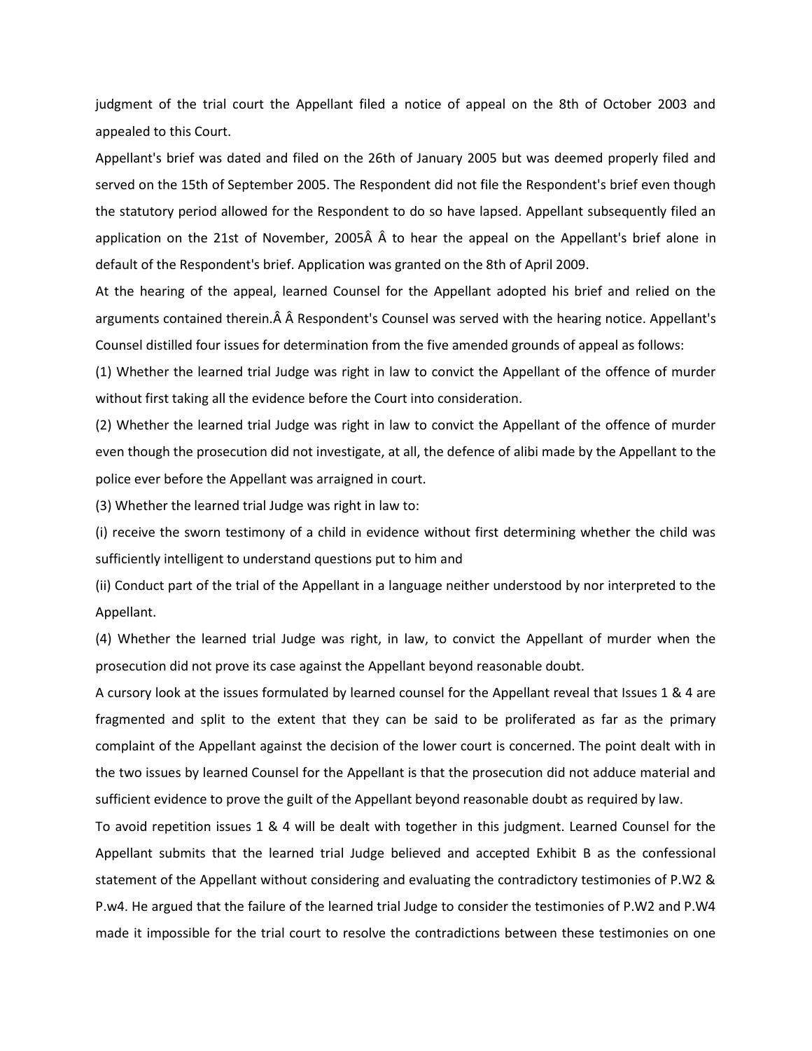judgment of the trial court the Appellant filed a notice of appeal on the 8th of October 2003 and appealed to this Court.

Appellant's brief was dated and filed on the 26th of January 2005 but was deemed properly filed and served on the 15th of September 2005. The Respondent did not file the Respondent's brief even though the statutory period allowed for the Respondent to do so have lapsed. Appellant subsequently filed an application on the 21st of November, 2005Â Â to hear the appeal on the Appellant's brief alone in default of the Respondent's brief. Application was granted on the 8th of April 2009.

At the hearing of the appeal, learned Counsel for the Appellant adopted his brief and relied on the arguments contained therein.Â Â Respondent's Counsel was served with the hearing notice. Appellant's Counsel distilled four issues for determination from the five amended grounds of appeal as follows:

(1) Whether the learned trial Judge was right in law to convict the Appellant of the offence of murder without first taking all the evidence before the Court into consideration.

(2) Whether the learned trial Judge was right in law to convict the Appellant of the offence of murder even though the prosecution did not investigate, at all, the defence of alibi made by the Appellant to the police ever before the Appellant was arraigned in court.

(3) Whether the learned trial Judge was right in law to:

(i) receive the sworn testimony of a child in evidence without first determining whether the child was sufficiently intelligent to understand questions put to him and

(ii) Conduct part of the trial of the Appellant in a language neither understood by nor interpreted to the Appellant.

(4) Whether the learned trial Judge was right, in law, to convict the Appellant of murder when the prosecution did not prove its case against the Appellant beyond reasonable doubt.

A cursory look at the issues formulated by learned counsel for the Appellant reveal that Issues 1 & 4 are fragmented and split to the extent that they can be said to be proliferated as far as the primary complaint of the Appellant against the decision of the lower court is concerned. The point dealt with in the two issues by learned Counsel for the Appellant is that the prosecution did not adduce material and sufficient evidence to prove the guilt of the Appellant beyond reasonable doubt as required by law.

To avoid repetition issues 1 & 4 will be dealt with together in this judgment. Learned Counsel for the Appellant submits that the learned trial Judge believed and accepted Exhibit B as the confessional statement of the Appellant without considering and evaluating the contradictory testimonies of P.W2 & P.w4. He argued that the failure of the learned trial Judge to consider the testimonies of P.W2 and P.W4 made it impossible for the trial court to resolve the contradictions between these testimonies on one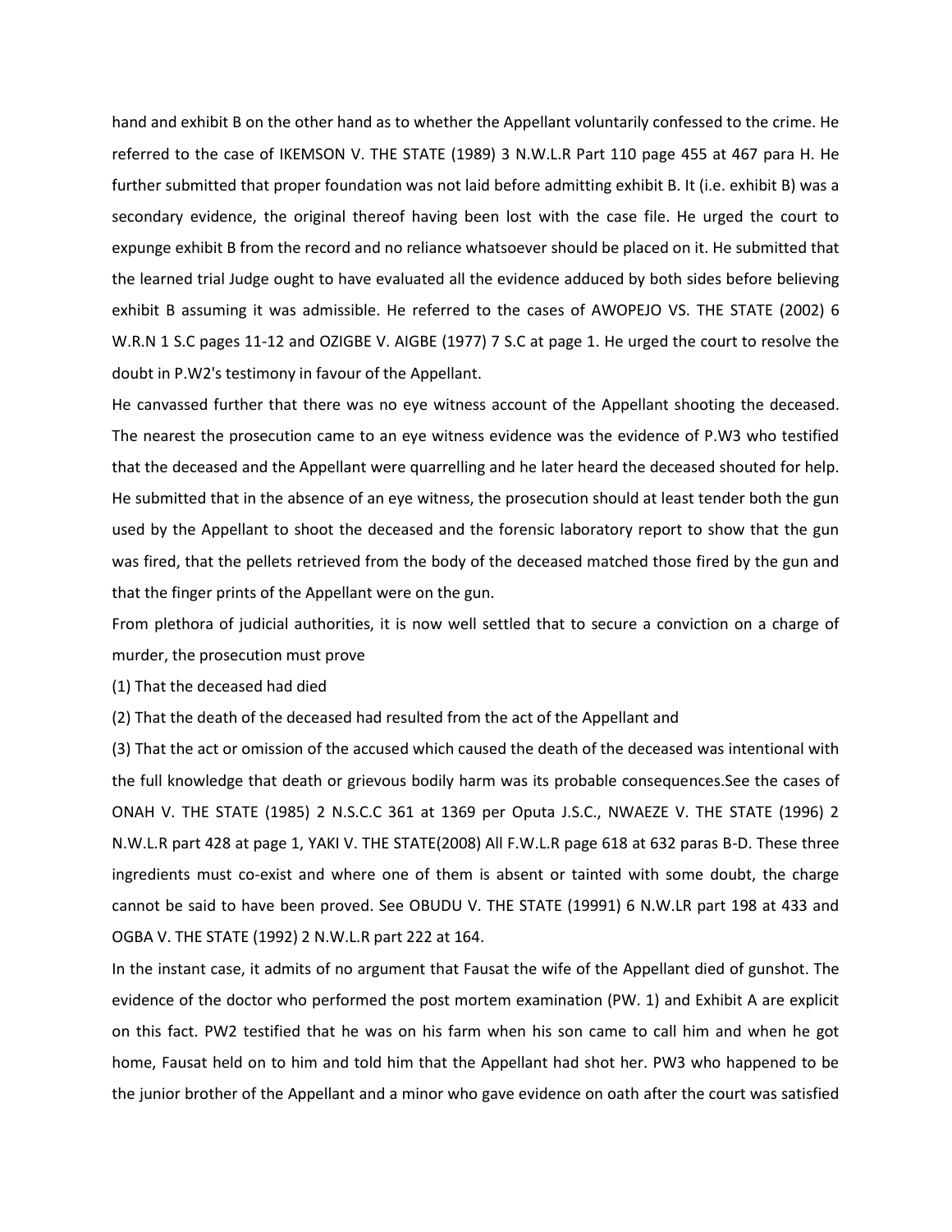hand and exhibit B on the other hand as to whether the Appellant voluntarily confessed to the crime. He referred to the case of IKEMSON V. THE STATE (1989) 3 N.W.L.R Part 110 page 455 at 467 para H. He further submitted that proper foundation was not laid before admitting exhibit B. It (i.e. exhibit B) was a secondary evidence, the original thereof having been lost with the case file. He urged the court to expunge exhibit B from the record and no reliance whatsoever should be placed on it. He submitted that the learned trial Judge ought to have evaluated all the evidence adduced by both sides before believing exhibit B assuming it was admissible. He referred to the cases of AWOPEJO VS. THE STATE (2002) 6 W.R.N 1 S.C pages 11-12 and OZIGBE V. AIGBE (1977) 7 S.C at page 1. He urged the court to resolve the doubt in P.W2's testimony in favour of the Appellant.

He canvassed further that there was no eye witness account of the Appellant shooting the deceased. The nearest the prosecution came to an eye witness evidence was the evidence of P.W3 who testified that the deceased and the Appellant were quarrelling and he later heard the deceased shouted for help. He submitted that in the absence of an eye witness, the prosecution should at least tender both the gun used by the Appellant to shoot the deceased and the forensic laboratory report to show that the gun was fired, that the pellets retrieved from the body of the deceased matched those fired by the gun and that the finger prints of the Appellant were on the gun.

From plethora of judicial authorities, it is now well settled that to secure a conviction on a charge of murder, the prosecution must prove

(1) That the deceased had died

(2) That the death of the deceased had resulted from the act of the Appellant and

(3) That the act or omission of the accused which caused the death of the deceased was intentional with the full knowledge that death or grievous bodily harm was its probable consequences.See the cases of ONAH V. THE STATE (1985) 2 N.S.C.C 361 at 1369 per Oputa J.S.C., NWAEZE V. THE STATE (1996) 2 N.W.L.R part 428 at page 1, YAKI V. THE STATE(2008) All F.W.L.R page 618 at 632 paras B-D. These three ingredients must co-exist and where one of them is absent or tainted with some doubt, the charge cannot be said to have been proved. See OBUDU V. THE STATE (19991) 6 N.W.LR part 198 at 433 and OGBA V. THE STATE (1992) 2 N.W.L.R part 222 at 164.

In the instant case, it admits of no argument that Fausat the wife of the Appellant died of gunshot. The evidence of the doctor who performed the post mortem examination (PW. 1) and Exhibit A are explicit on this fact. PW2 testified that he was on his farm when his son came to call him and when he got home, Fausat held on to him and told him that the Appellant had shot her. PW3 who happened to be the junior brother of the Appellant and a minor who gave evidence on oath after the court was satisfied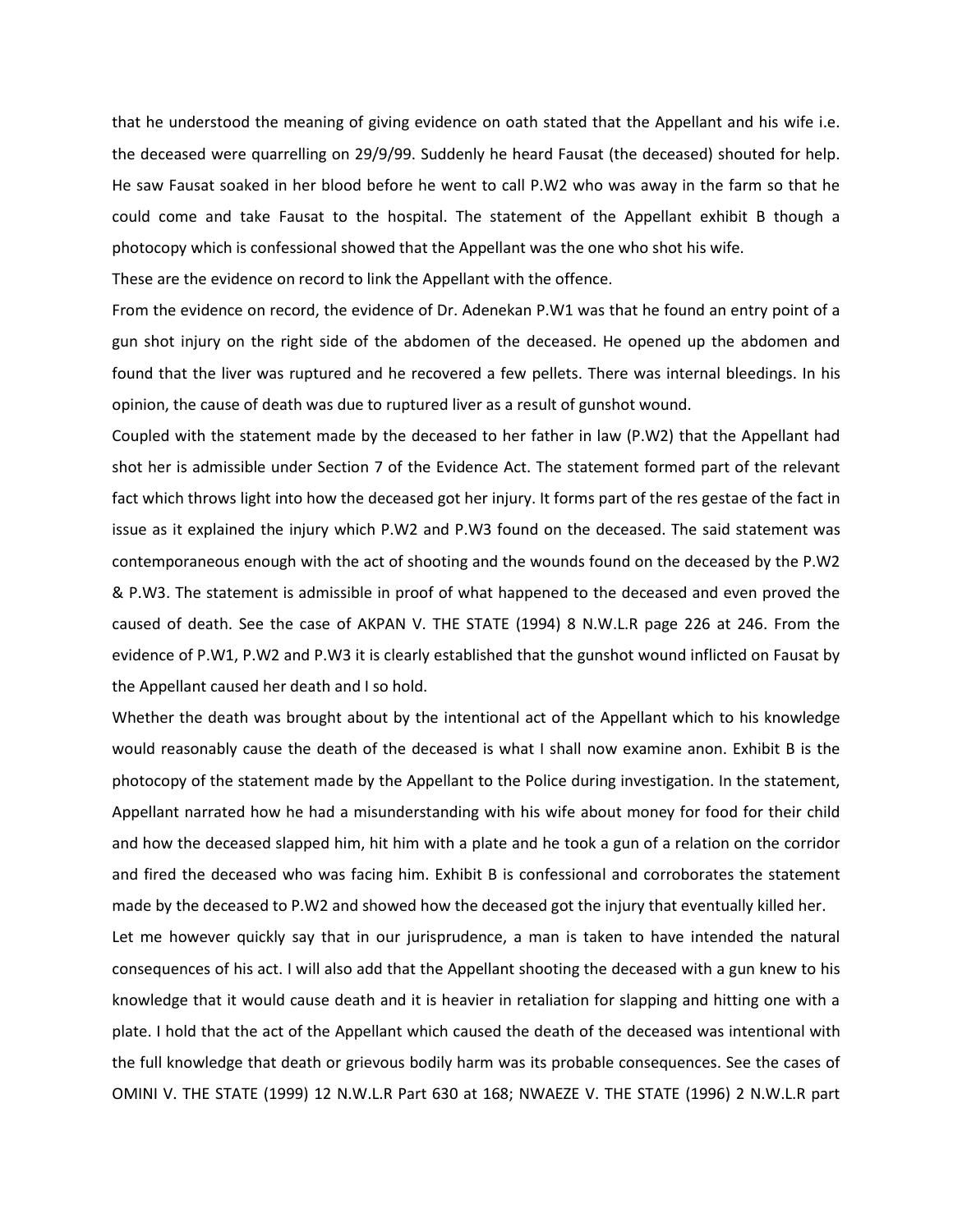that he understood the meaning of giving evidence on oath stated that the Appellant and his wife i.e. the deceased were quarrelling on 29/9/99. Suddenly he heard Fausat (the deceased) shouted for help. He saw Fausat soaked in her blood before he went to call P.W2 who was away in the farm so that he could come and take Fausat to the hospital. The statement of the Appellant exhibit B though a photocopy which is confessional showed that the Appellant was the one who shot his wife.

These are the evidence on record to link the Appellant with the offence.

From the evidence on record, the evidence of Dr. Adenekan P.W1 was that he found an entry point of a gun shot injury on the right side of the abdomen of the deceased. He opened up the abdomen and found that the liver was ruptured and he recovered a few pellets. There was internal bleedings. In his opinion, the cause of death was due to ruptured liver as a result of gunshot wound.

Coupled with the statement made by the deceased to her father in law (P.W2) that the Appellant had shot her is admissible under Section 7 of the Evidence Act. The statement formed part of the relevant fact which throws light into how the deceased got her injury. It forms part of the res gestae of the fact in issue as it explained the injury which P.W2 and P.W3 found on the deceased. The said statement was contemporaneous enough with the act of shooting and the wounds found on the deceased by the P.W2 & P.W3. The statement is admissible in proof of what happened to the deceased and even proved the caused of death. See the case of AKPAN V. THE STATE (1994) 8 N.W.L.R page 226 at 246. From the evidence of P.W1, P.W2 and P.W3 it is clearly established that the gunshot wound inflicted on Fausat by the Appellant caused her death and I so hold.

Whether the death was brought about by the intentional act of the Appellant which to his knowledge would reasonably cause the death of the deceased is what I shall now examine anon. Exhibit B is the photocopy of the statement made by the Appellant to the Police during investigation. In the statement, Appellant narrated how he had a misunderstanding with his wife about money for food for their child and how the deceased slapped him, hit him with a plate and he took a gun of a relation on the corridor and fired the deceased who was facing him. Exhibit B is confessional and corroborates the statement made by the deceased to P.W2 and showed how the deceased got the injury that eventually killed her.

Let me however quickly say that in our jurisprudence, a man is taken to have intended the natural consequences of his act. I will also add that the Appellant shooting the deceased with a gun knew to his knowledge that it would cause death and it is heavier in retaliation for slapping and hitting one with a plate. I hold that the act of the Appellant which caused the death of the deceased was intentional with the full knowledge that death or grievous bodily harm was its probable consequences. See the cases of OMINI V. THE STATE (1999) 12 N.W.L.R Part 630 at 168; NWAEZE V. THE STATE (1996) 2 N.W.L.R part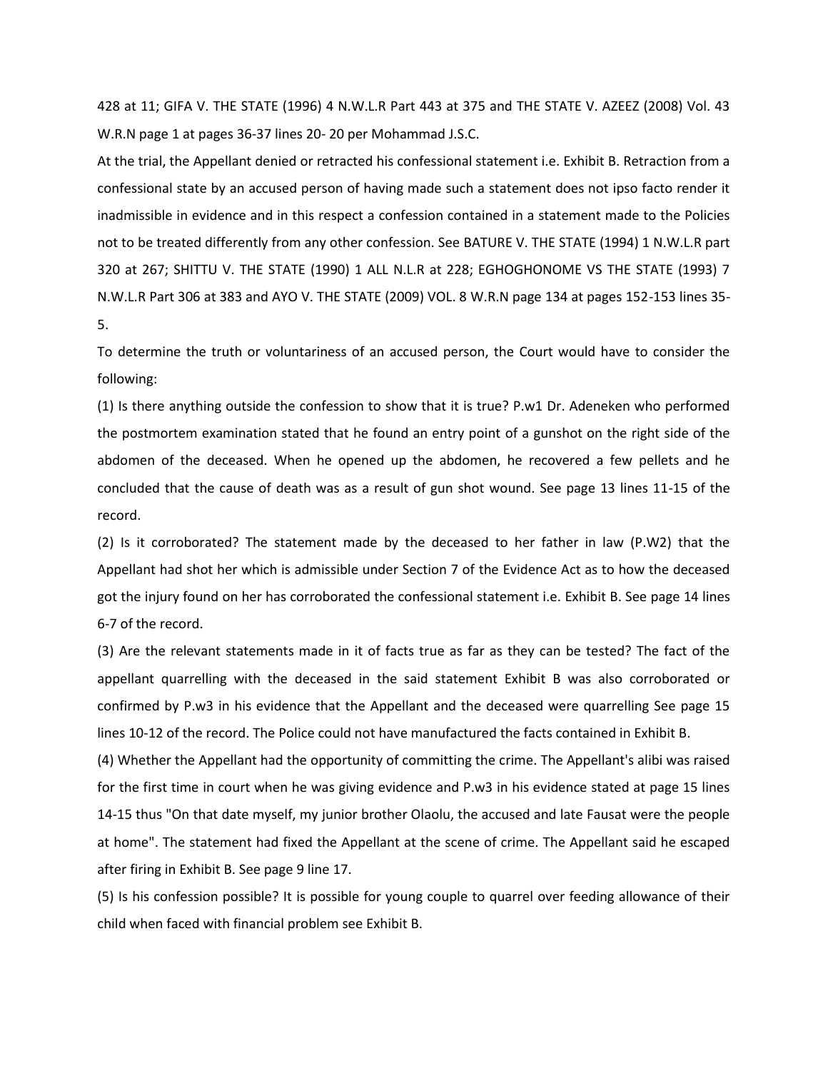428 at 11; GIFA V. THE STATE (1996) 4 N.W.L.R Part 443 at 375 and THE STATE V. AZEEZ (2008) Vol. 43 W.R.N page 1 at pages 36-37 lines 20- 20 per Mohammad J.S.C.

At the trial, the Appellant denied or retracted his confessional statement i.e. Exhibit B. Retraction from a confessional state by an accused person of having made such a statement does not ipso facto render it inadmissible in evidence and in this respect a confession contained in a statement made to the Policies not to be treated differently from any other confession. See BATURE V. THE STATE (1994) 1 N.W.L.R part 320 at 267; SHITTU V. THE STATE (1990) 1 ALL N.L.R at 228; EGHOGHONOME VS THE STATE (1993) 7 N.W.L.R Part 306 at 383 and AYO V. THE STATE (2009) VOL. 8 W.R.N page 134 at pages 152-153 lines 35-5.

To determine the truth or voluntariness of an accused person, the Court would have to consider the following:

(1) Is there anything outside the confession to show that it is true? P.w1 Dr. Adeneken who performed the postmortem examination stated that he found an entry point of a gunshot on the right side of the abdomen of the deceased. When he opened up the abdomen, he recovered a few pellets and he concluded that the cause of death was as a result of gun shot wound. See page 13 lines 11-15 of the record.

(2) Is it corroborated? The statement made by the deceased to her father in law (P.W2) that the Appellant had shot her which is admissible under Section 7 of the Evidence Act as to how the deceased got the injury found on her has corroborated the confessional statement i.e. Exhibit B. See page 14 lines 6-7 of the record.

(3) Are the relevant statements made in it of facts true as far as they can be tested? The fact of the appellant quarrelling with the deceased in the said statement Exhibit B was also corroborated or confirmed by P.w3 in his evidence that the Appellant and the deceased were quarrelling See page 15 lines 10-12 of the record. The Police could not have manufactured the facts contained in Exhibit B.

(4) Whether the Appellant had the opportunity of committing the crime. The Appellant's alibi was raised for the first time in court when he was giving evidence and P.w3 in his evidence stated at page 15 lines 14-15 thus "On that date myself, my junior brother Olaolu, the accused and late Fausat were the people at home". The statement had fixed the Appellant at the scene of crime. The Appellant said he escaped after firing in Exhibit B. See page 9 line 17.

(5) Is his confession possible? It is possible for young couple to quarrel over feeding allowance of their child when faced with financial problem see Exhibit B.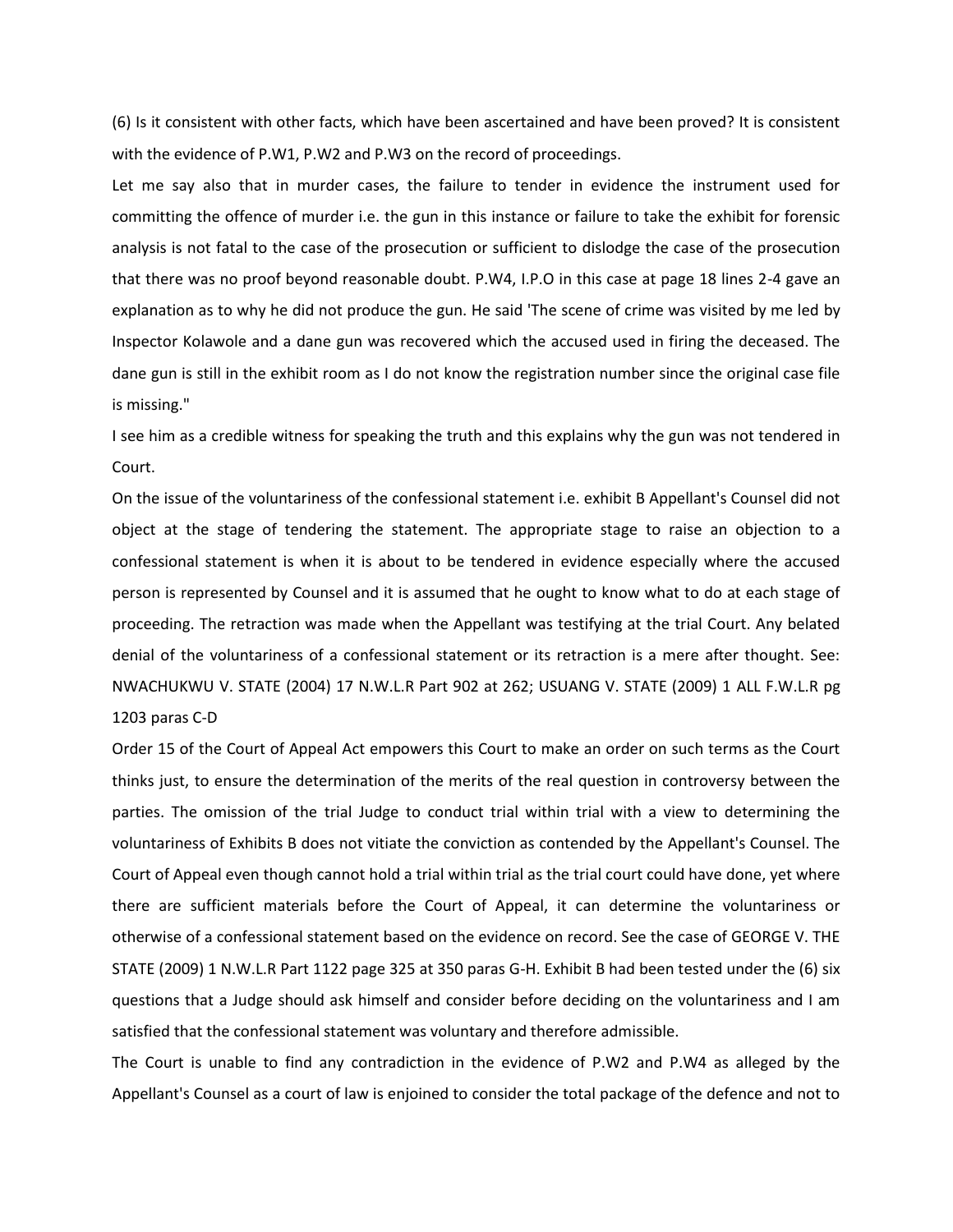(6) Is it consistent with other facts, which have been ascertained and have been proved? It is consistent with the evidence of P.W1, P.W2 and P.W3 on the record of proceedings.

Let me say also that in murder cases, the failure to tender in evidence the instrument used for committing the offence of murder i.e. the gun in this instance or failure to take the exhibit for forensic analysis is not fatal to the case of the prosecution or sufficient to dislodge the case of the prosecution that there was no proof beyond reasonable doubt. P.W4, I.P.O in this case at page 18 lines 2-4 gave an explanation as to why he did not produce the gun. He said 'The scene of crime was visited by me led by Inspector Kolawole and a dane gun was recovered which the accused used in firing the deceased. The dane gun is still in the exhibit room as I do not know the registration number since the original case file is missing."

I see him as a credible witness for speaking the truth and this explains why the gun was not tendered in Court.

On the issue of the voluntariness of the confessional statement i.e. exhibit B Appellant's Counsel did not object at the stage of tendering the statement. The appropriate stage to raise an objection to a confessional statement is when it is about to be tendered in evidence especially where the accused person is represented by Counsel and it is assumed that he ought to know what to do at each stage of proceeding. The retraction was made when the Appellant was testifying at the trial Court. Any belated denial of the voluntariness of a confessional statement or its retraction is a mere after thought. See: NWACHUKWU V. STATE (2004) 17 N.W.L.R Part 902 at 262; USUANG V. STATE (2009) 1 ALL F.W.L.R pg 1203 paras C-D

Order 15 of the Court of Appeal Act empowers this Court to make an order on such terms as the Court thinks just, to ensure the determination of the merits of the real question in controversy between the parties. The omission of the trial Judge to conduct trial within trial with a view to determining the voluntariness of Exhibits B does not vitiate the conviction as contended by the Appellant's Counsel. The Court of Appeal even though cannot hold a trial within trial as the trial court could have done, yet where there are sufficient materials before the Court of Appeal, it can determine the voluntariness or otherwise of a confessional statement based on the evidence on record. See the case of GEORGE V. THE STATE (2009) 1 N.W.L.R Part 1122 page 325 at 350 paras G-H. Exhibit B had been tested under the (6) six questions that a Judge should ask himself and consider before deciding on the voluntariness and I am satisfied that the confessional statement was voluntary and therefore admissible.

The Court is unable to find any contradiction in the evidence of P.W2 and P.W4 as alleged by the Appellant's Counsel as a court of law is enjoined to consider the total package of the defence and not to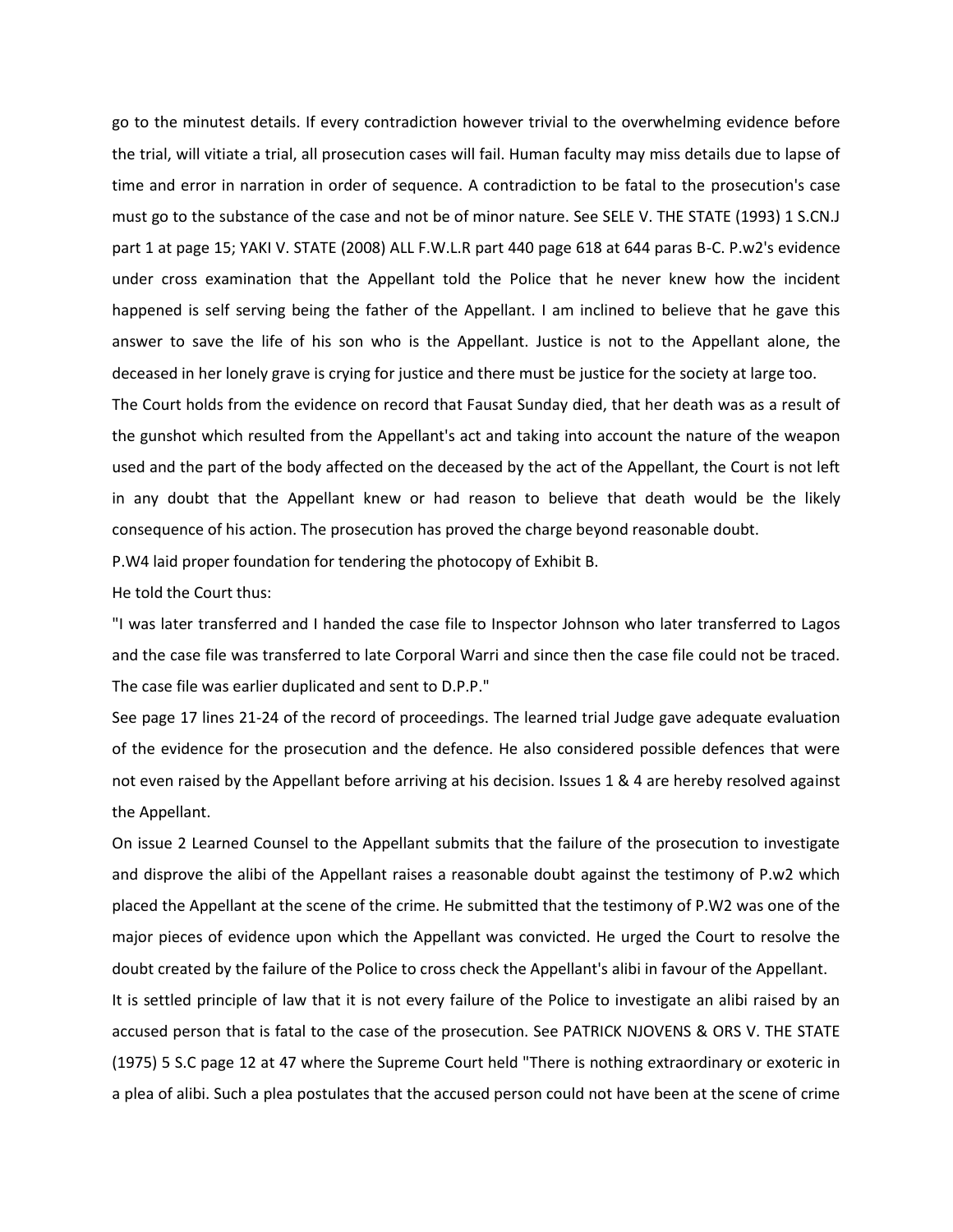go to the minutest details. If every contradiction however trivial to the overwhelming evidence before the trial, will vitiate a trial, all prosecution cases will fail. Human faculty may miss details due to lapse of time and error in narration in order of sequence. A contradiction to be fatal to the prosecution's case must go to the substance of the case and not be of minor nature. See SELE V. THE STATE (1993) 1 S.CN.J part 1 at page 15; YAKI V. STATE (2008) ALL F.W.L.R part 440 page 618 at 644 paras B-C. P.w2's evidence under cross examination that the Appellant told the Police that he never knew how the incident happened is self serving being the father of the Appellant. I am inclined to believe that he gave this answer to save the life of his son who is the Appellant. Justice is not to the Appellant alone, the deceased in her lonely grave is crying for justice and there must be justice for the society at large too.

The Court holds from the evidence on record that Fausat Sunday died, that her death was as a result of the gunshot which resulted from the Appellant's act and taking into account the nature of the weapon used and the part of the body affected on the deceased by the act of the Appellant, the Court is not left in any doubt that the Appellant knew or had reason to believe that death would be the likely consequence of his action. The prosecution has proved the charge beyond reasonable doubt.

P.W4 laid proper foundation for tendering the photocopy of Exhibit B.

He told the Court thus:

"I was later transferred and I handed the case file to Inspector Johnson who later transferred to Lagos and the case file was transferred to late Corporal Warri and since then the case file could not be traced. The case file was earlier duplicated and sent to D.P.P."

See page 17 lines 21-24 of the record of proceedings. The learned trial Judge gave adequate evaluation of the evidence for the prosecution and the defence. He also considered possible defences that were not even raised by the Appellant before arriving at his decision. Issues 1 & 4 are hereby resolved against the Appellant.

On issue 2 Learned Counsel to the Appellant submits that the failure of the prosecution to investigate and disprove the alibi of the Appellant raises a reasonable doubt against the testimony of P.w2 which placed the Appellant at the scene of the crime. He submitted that the testimony of P.W2 was one of the major pieces of evidence upon which the Appellant was convicted. He urged the Court to resolve the doubt created by the failure of the Police to cross check the Appellant's alibi in favour of the Appellant.

It is settled principle of law that it is not every failure of the Police to investigate an alibi raised by an accused person that is fatal to the case of the prosecution. See PATRICK NJOVENS & ORS V. THE STATE (1975) 5 S.C page 12 at 47 where the Supreme Court held "There is nothing extraordinary or exoteric in a plea of alibi. Such a plea postulates that the accused person could not have been at the scene of crime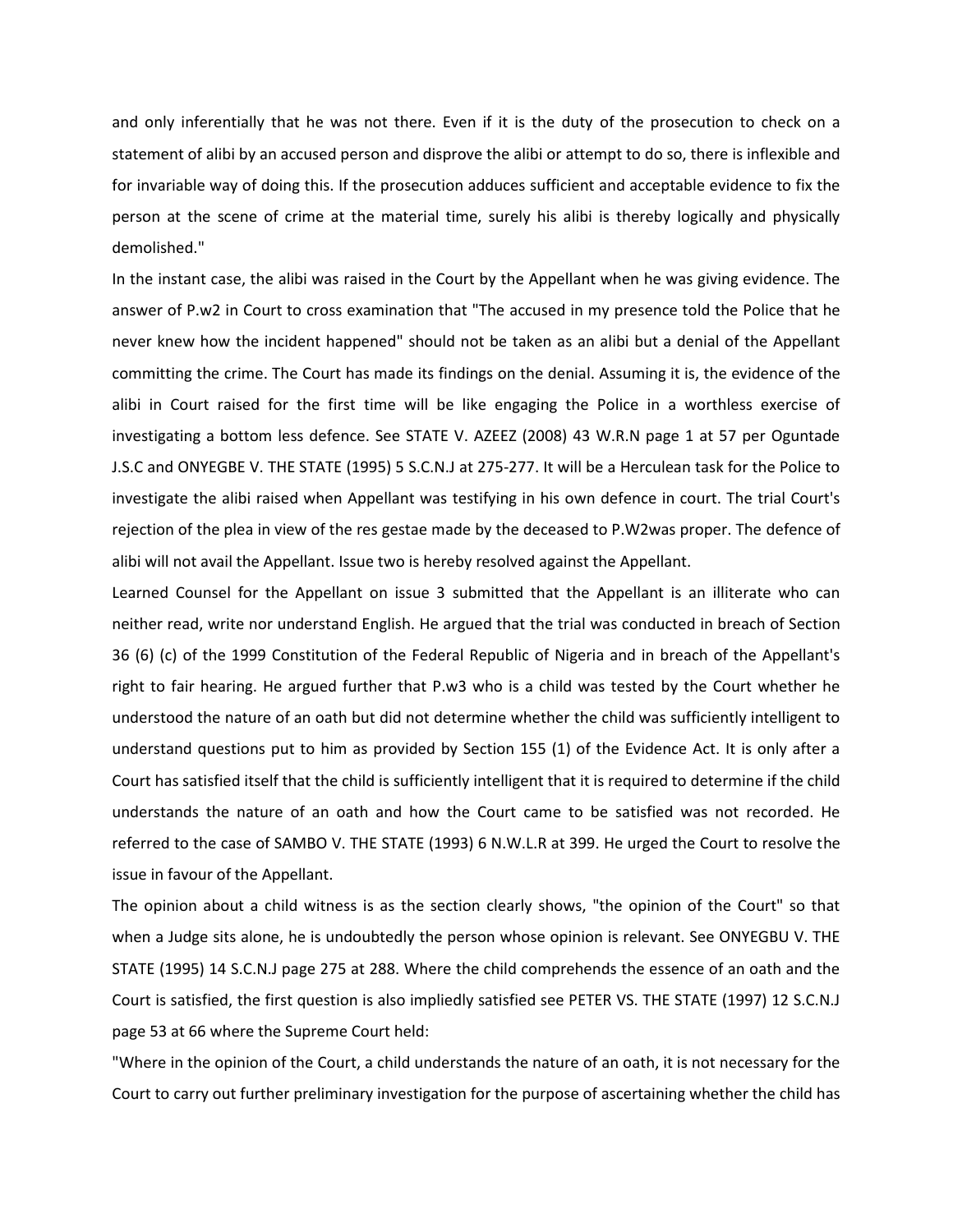and only inferentially that he was not there. Even if it is the duty of the prosecution to check on a statement of alibi by an accused person and disprove the alibi or attempt to do so, there is inflexible and for invariable way of doing this. If the prosecution adduces sufficient and acceptable evidence to fix the person at the scene of crime at the material time, surely his alibi is thereby logically and physically demolished."

In the instant case, the alibi was raised in the Court by the Appellant when he was giving evidence. The answer of P.w2 in Court to cross examination that "The accused in my presence told the Police that he never knew how the incident happened" should not be taken as an alibi but a denial of the Appellant committing the crime. The Court has made its findings on the denial. Assuming it is, the evidence of the alibi in Court raised for the first time will be like engaging the Police in a worthless exercise of investigating a bottom less defence. See STATE V. AZEEZ (2008) 43 W.R.N page 1 at 57 per Oguntade J.S.C and ONYEGBE V. THE STATE (1995) 5 S.C.N.J at 275-277. It will be a Herculean task for the Police to investigate the alibi raised when Appellant was testifying in his own defence in court. The trial Court's rejection of the plea in view of the res gestae made by the deceased to P.W2was proper. The defence of alibi will not avail the Appellant. Issue two is hereby resolved against the Appellant.

Learned Counsel for the Appellant on issue 3 submitted that the Appellant is an illiterate who can neither read, write nor understand English. He argued that the trial was conducted in breach of Section 36 (6) (c) of the 1999 Constitution of the Federal Republic of Nigeria and in breach of the Appellant's right to fair hearing. He argued further that P.w3 who is a child was tested by the Court whether he understood the nature of an oath but did not determine whether the child was sufficiently intelligent to understand questions put to him as provided by Section 155 (1) of the Evidence Act. It is only after a Court has satisfied itself that the child is sufficiently intelligent that it is required to determine if the child understands the nature of an oath and how the Court came to be satisfied was not recorded. He referred to the case of SAMBO V. THE STATE (1993) 6 N.W.L.R at 399. He urged the Court to resolve the issue in favour of the Appellant.

The opinion about a child witness is as the section clearly shows, "the opinion of the Court" so that when a Judge sits alone, he is undoubtedly the person whose opinion is relevant. See ONYEGBU V. THE STATE (1995) 14 S.C.N.J page 275 at 288. Where the child comprehends the essence of an oath and the Court is satisfied, the first question is also impliedly satisfied see PETER VS. THE STATE (1997) 12 S.C.N.J page 53 at 66 where the Supreme Court held:

"Where in the opinion of the Court, a child understands the nature of an oath, it is not necessary for the Court to carry out further preliminary investigation for the purpose of ascertaining whether the child has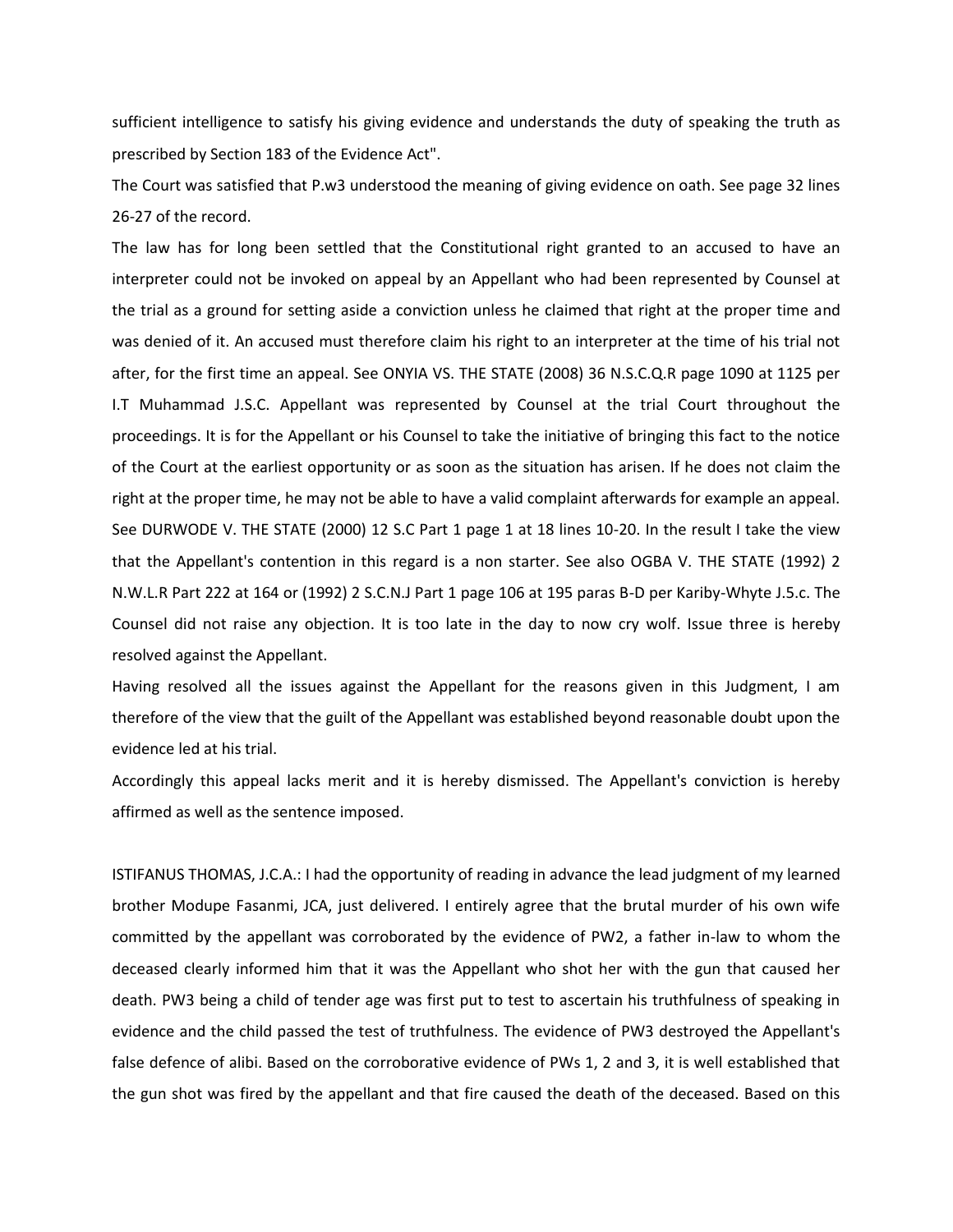sufficient intelligence to satisfy his giving evidence and understands the duty of speaking the truth as prescribed by Section 183 of the Evidence Act".

The Court was satisfied that P.w3 understood the meaning of giving evidence on oath. See page 32 lines 26-27 of the record.

The law has for long been settled that the Constitutional right granted to an accused to have an interpreter could not be invoked on appeal by an Appellant who had been represented by Counsel at the trial as a ground for setting aside a conviction unless he claimed that right at the proper time and was denied of it. An accused must therefore claim his right to an interpreter at the time of his trial not after, for the first time an appeal. See ONYIA VS. THE STATE (2008) 36 N.S.C.Q.R page 1090 at 1125 per I.T Muhammad J.S.C. Appellant was represented by Counsel at the trial Court throughout the proceedings. It is for the Appellant or his Counsel to take the initiative of bringing this fact to the notice of the Court at the earliest opportunity or as soon as the situation has arisen. If he does not claim the right at the proper time, he may not be able to have a valid complaint afterwards for example an appeal. See DURWODE V. THE STATE (2000) 12 S.C Part 1 page 1 at 18 lines 10-20. In the result I take the view that the Appellant's contention in this regard is a non starter. See also OGBA V. THE STATE (1992) 2 N.W.L.R Part 222 at 164 or (1992) 2 S.C.N.J Part 1 page 106 at 195 paras B-D per Kariby-Whyte J.S.c. The Counsel did not raise any objection. It is too late in the day to now cry wolf. Issue three is hereby resolved against the Appellant.

Having resolved all the issues against the Appellant for the reasons given in this Judgment, I am therefore of the view that the guilt of the Appellant was established beyond reasonable doubt upon the evidence led at his trial.

Accordingly this appeal lacks merit and it is hereby dismissed. The Appellant's conviction is hereby affirmed as well as the sentence imposed.

ISTIFANUS THOMAS, J.C.A.: I had the opportunity of reading in advance the lead judgment of my learned brother Modupe Fasanmi, JCA, just delivered. I entirely agree that the brutal murder of his own wife committed by the appellant was corroborated by the evidence of PW2, a father in-law to whom the deceased clearly informed him that it was the Appellant who shot her with the gun that caused her death. PW3 being a child of tender age was first put to test to ascertain his truthfulness of speaking in evidence and the child passed the test of truthfulness. The evidence of PW3 destroyed the Appellant's false defence of alibi. Based on the corroborative evidence of PWs 1, 2 and 3, it is well established that the gun shot was fired by the appellant and that fire caused the death of the deceased. Based on this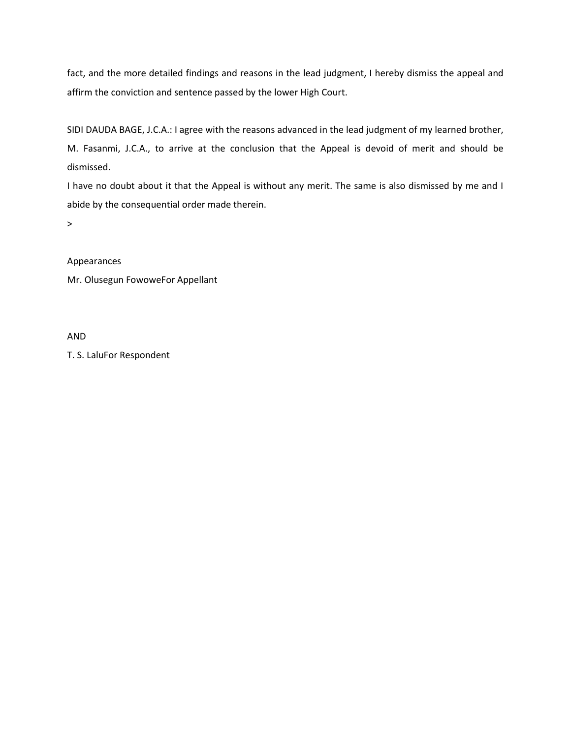fact, and the more detailed findings and reasons in the lead judgment, I hereby dismiss the appeal and affirm the conviction and sentence passed by the lower High Court.

SIDI DAUDA BAGE, J.C.A.: I agree with the reasons advanced in the lead judgment of my learned brother, M. Fasanmi, J.C.A., to arrive at the conclusion that the Appeal is devoid of merit and should be dismissed.

I have no doubt about it that the Appeal is without any merit. The same is also dismissed by me and I abide by the consequential order made therein.

>

Appearances

Mr. Olusegun FowoweFor Appellant

AND

T. S. LaluFor Respondent